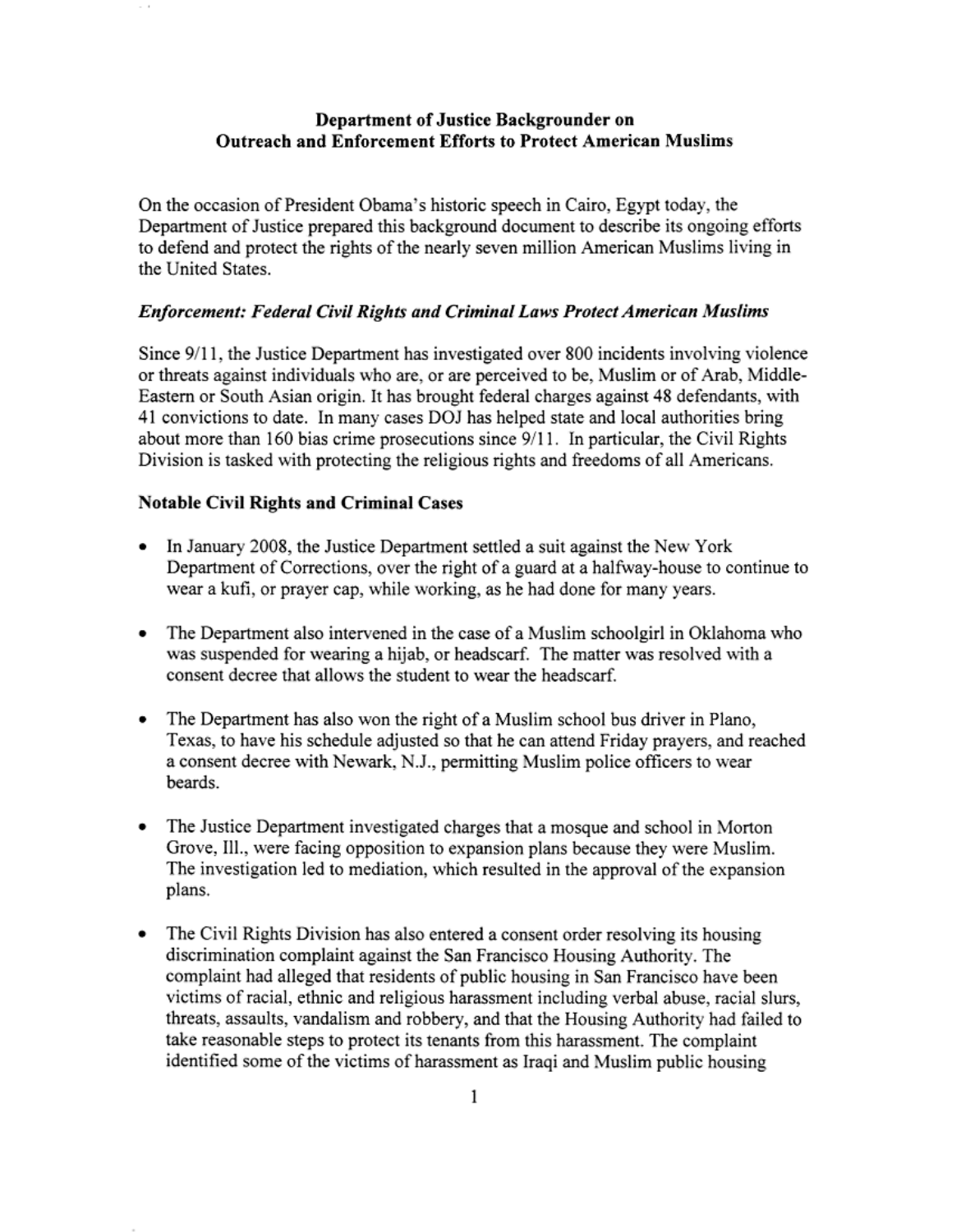# Department of Justice Backgrounder on Outreach and Enforcement Efforts to Protect American Muslims

On the occasion of President Obama's historic speech in Cairo, Egypt today, the Department of Justice prepared this background document to describe its ongoing efforts to defend and protect the rights of the nearly seven million American Muslims living in the United States.

### *Enforcement: Federal Civil Rights and Criminal Laws Protect American Muslims*

Since 9/11, the Justice Department has investigated over 800 incidents involving violence or threats against individuals who are, or are perceived to be, Muslim or of Arab, Middle-Eastern or South Asian origin. It has brought federal charges against 48 defendants, with 41 convictions to date. In many cases DOJ has helped state and local authorities bring about more than 160 bias crime prosecutions since 9/11. In particular, the Civil Rights Division is tasked with protecting the religious rights and freedoms of all Americans.

### Notable Civil Rights and Criminal Cases

- In January 2008, the Justice Department settled a suit against the New York Department of Corrections, over the right of a guard at a halfway-house to continue to wear a kufi, or prayer cap, while working, as he had done for many years.

- The Department also intervened in the case of a Muslim schoolgirl in Oklahoma who was suspended for wearing a hijab, or headscarf. The matter was resolved with a consent decree that allows the student to wear the headscarf.

- The Department has also won the right of a Muslim school bus driver in Plano, Texas, to have his schedule adjusted so that he can attend Friday prayers, and reached a consent decree with Newark, N.J., permitting Muslim police officers to wear beards.

- The Justice Department investigated charges that a mosque and school in Morton Grove, Ill., were facing opposition to expansion plans because they were Muslim. The investigation led to mediation, which resulted in the approval of the expansion plans.

- The Civil Rights Division has also entered a consent order resolving its housing discrimination complaint against the San Francisco Housing Authority. The complaint had alleged that residents of public housing in San Francisco have been victims of racial, ethnic and religious harassment including verbal abuse, racial slurs, threats, assaults, vandalism and robbery, and that the Housing Authority had failed to take reasonable steps to protect its tenants from this harassment. The complaint identified some of the victims of harassment as Iraqi and Muslim public housing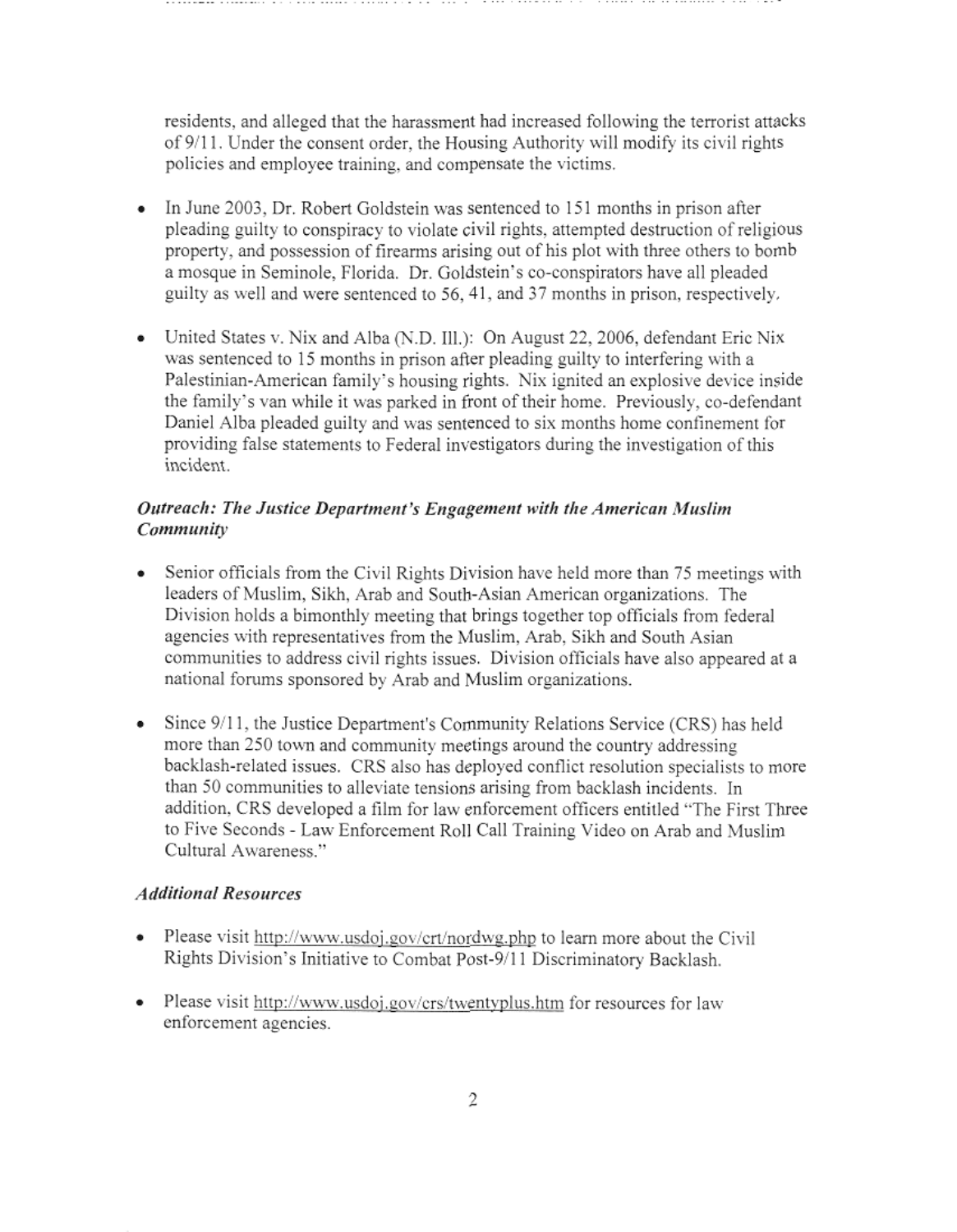residents, and alleged that the harassment had increased following the terrorist attacks of 9/11. Under the consent order, the Housing Authority will modify its civil rights policies and employee training, and compensate the victims.

- In June 2003, Dr. Robert Goldstein was sentenced to 151 months in prison after pleading guilty to conspiracy to violate civil rights, attempted destruction of religious property, and possession of firearms arising out of his plot with three others to bomb a mosque in Seminole, Florida. Dr. Goldstein's co-conspirators have all pleaded guilty as well and were sentenced to 56, 41, and 37 months in prison, respectively.

- United States v. Nix and Alba (N.D. Ill.): On August 22, 2006, defendant Eric Nix was sentenced to 15 months in prison after pleading guilty to interfering with a Palestinian-American family's housing rights. Nix ignited an explosive device inside the family's van while it was parked in front of their home. Previously, co-defendant Daniel Alba pleaded guilty and was sentenced to six months home confinement for providing false statements to Federal investigators during the investigation of this incident.

***Outreach: The Justice Department's Engagement with the American Muslim Community***

- Senior officials from the Civil Rights Division have held more than 75 meetings with leaders of Muslim, Sikh, Arab and South-Asian American organizations. The Division holds a bimonthly meeting that brings together top officials from federal agencies with representatives from the Muslim, Arab, Sikh and South Asian communities to address civil rights issues. Division officials have also appeared at a national forums sponsored by Arab and Muslim organizations.

- Since 9/11, the Justice Department's Community Relations Service (CRS) has held more than 250 town and community meetings around the country addressing backlash-related issues. CRS also has deployed conflict resolution specialists to more than 50 communities to alleviate tensions arising from backlash incidents. In addition, CRS developed a film for law enforcement officers entitled "The First Three to Five Seconds - Law Enforcement Roll Call Training Video on Arab and Muslim Cultural Awareness."

***Additional Resources***

- Please visit http://www.usdoj.gov/crt/nordwg.php to learn more about the Civil Rights Division's Initiative to Combat Post-9/11 Discriminatory Backlash.

- Please visit http://www.usdoj.gov/crs/twentyplus.htm for resources for law enforcement agencies.